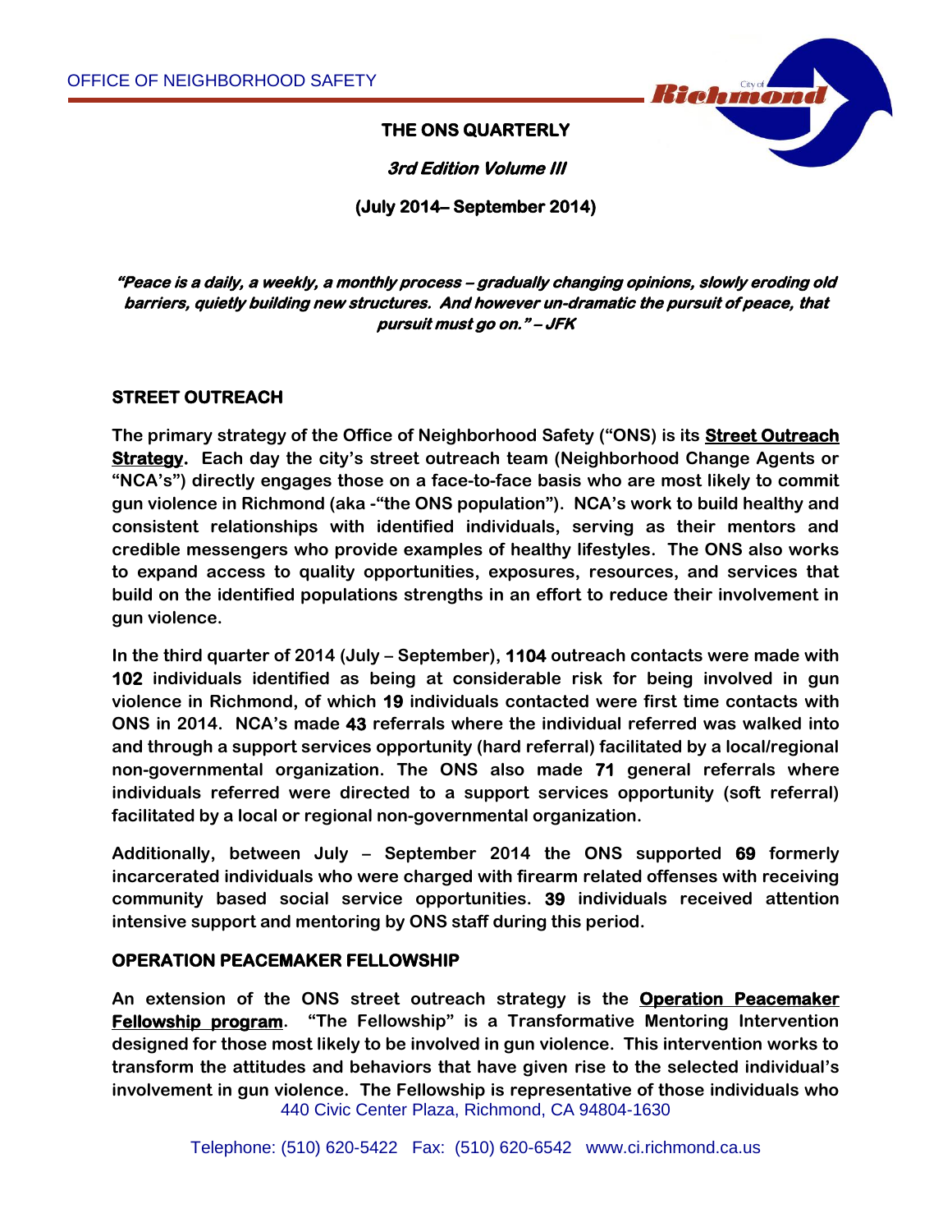OFFICE OF NEIGHBORHOOD SAFETY

# THE ONS QUARTERLY

***3rd Edition Volume III***

**(July 2014– September 2014)**

***"Peace is a daily, a weekly, a monthly process – gradually changing opinions, slowly eroding old barriers, quietly building new structures. And however un-dramatic the pursuit of peace, that pursuit must go on." – JFK***

## STREET OUTREACH

**The primary strategy of the Office of Neighborhood Safety ("ONS) is its <u>Street Outreach Strategy</u>. Each day the city's street outreach team (Neighborhood Change Agents or "NCA's") directly engages those on a face-to-face basis who are most likely to commit gun violence in Richmond (aka -"the ONS population"). NCA's work to build healthy and consistent relationships with identified individuals, serving as their mentors and credible messengers who provide examples of healthy lifestyles. The ONS also works to expand access to quality opportunities, exposures, resources, and services that build on the identified populations strengths in an effort to reduce their involvement in gun violence.**

**In the third quarter of 2014 (July – September), 1104 outreach contacts were made with 102 individuals identified as being at considerable risk for being involved in gun violence in Richmond, of which 19 individuals contacted were first time contacts with ONS in 2014. NCA's made 43 referrals where the individual referred was walked into and through a support services opportunity (hard referral) facilitated by a local/regional non-governmental organization. The ONS also made 71 general referrals where individuals referred were directed to a support services opportunity (soft referral) facilitated by a local or regional non-governmental organization.**

**Additionally, between July – September 2014 the ONS supported 69 formerly incarcerated individuals who were charged with firearm related offenses with receiving community based social service opportunities. 39 individuals received attention intensive support and mentoring by ONS staff during this period.**

## OPERATION PEACEMAKER FELLOWSHIP

**An extension of the ONS street outreach strategy is the <u>Operation Peacemaker Fellowship program</u>. "The Fellowship" is a Transformative Mentoring Intervention designed for those most likely to be involved in gun violence. This intervention works to transform the attitudes and behaviors that have given rise to the selected individual's involvement in gun violence. The Fellowship is representative of those individuals who**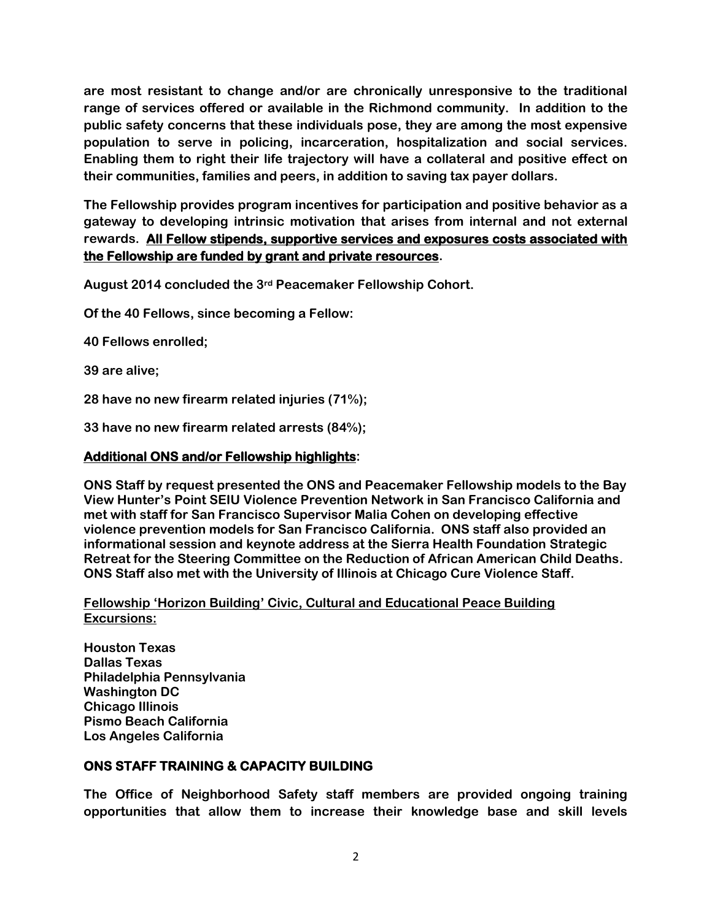**are most resistant to change and/or are chronically unresponsive to the traditional range of services offered or available in the Richmond community. In addition to the public safety concerns that these individuals pose, they are among the most expensive population to serve in policing, incarceration, hospitalization and social services. Enabling them to right their life trajectory will have a collateral and positive effect on their communities, families and peers, in addition to saving tax payer dollars.**

**The Fellowship provides program incentives for participation and positive behavior as a gateway to developing intrinsic motivation that arises from internal and not external rewards. <u>All Fellow stipends, supportive services and exposures costs associated with the Fellowship are funded by grant and private resources</u>.**

**August 2014 concluded the 3rd Peacemaker Fellowship Cohort.**

**Of the 40 Fellows, since becoming a Fellow:**

**40 Fellows enrolled;**

**39 are alive;**

**28 have no new firearm related injuries (71%);**

**33 have no new firearm related arrests (84%);**

**<u>Additional ONS and/or Fellowship highlights</u>:**

**ONS Staff by request presented the ONS and Peacemaker Fellowship models to the Bay View Hunter's Point SEIU Violence Prevention Network in San Francisco California and met with staff for San Francisco Supervisor Malia Cohen on developing effective violence prevention models for San Francisco California. ONS staff also provided an informational session and keynote address at the Sierra Health Foundation Strategic Retreat for the Steering Committee on the Reduction of African American Child Deaths. ONS Staff also met with the University of Illinois at Chicago Cure Violence Staff.**

**<u>Fellowship 'Horizon Building' Civic, Cultural and Educational Peace Building Excursions:</u>**

**Houston Texas**
**Dallas Texas**
**Philadelphia Pennsylvania**
**Washington DC**
**Chicago Illinois**
**Pismo Beach California**
**Los Angeles California**

## ONS STAFF TRAINING & CAPACITY BUILDING

**The Office of Neighborhood Safety staff members are provided ongoing training opportunities that allow them to increase their knowledge base and skill levels**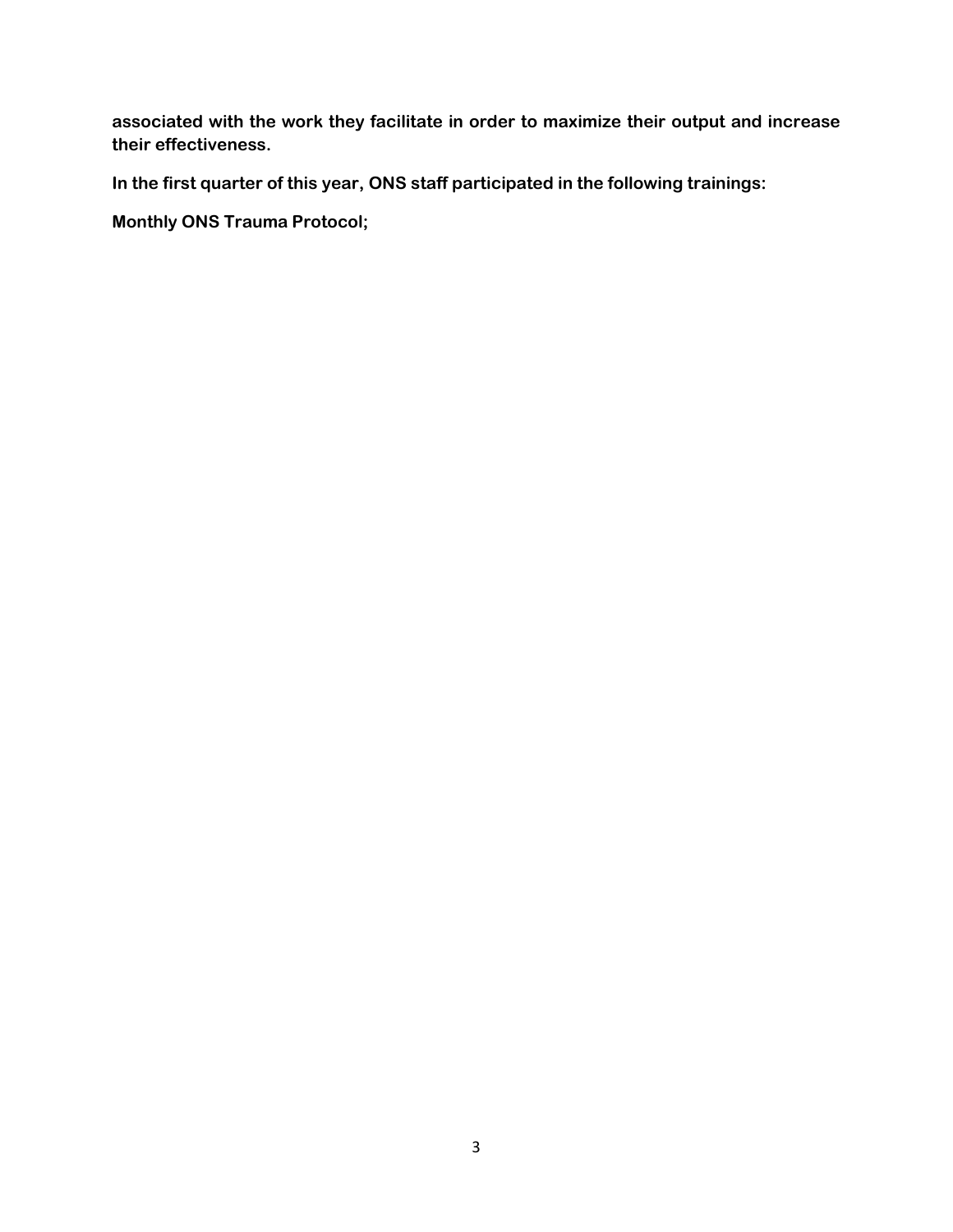**associated with the work they facilitate in order to maximize their output and increase their effectiveness.**

**In the first quarter of this year, ONS staff participated in the following trainings:**

**Monthly ONS Trauma Protocol;**